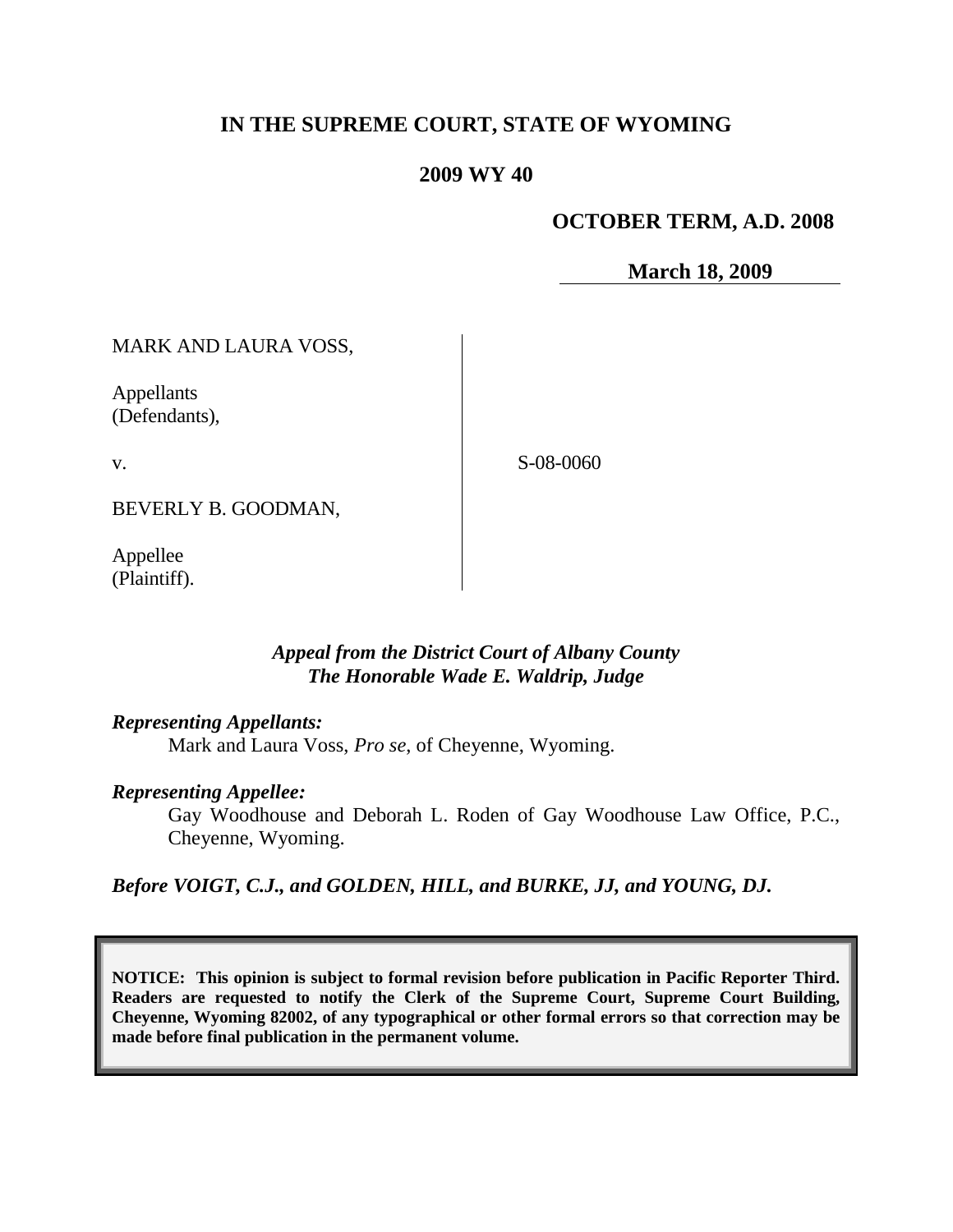# IN THE SUPREME COURT, STATE OF WYOMING

## 2009 WY 40

**OCTOBER TERM, A.D. 2008**

**March 18, 2009**

MARK AND LAURA VOSS,

Appellants
(Defendants),

v.

BEVERLY B. GOODMAN,

Appellee
(Plaintiff).

S-08-0060

*Appeal from the District Court of Albany County*
*The Honorable Wade E. Waldrip, Judge*

***Representing Appellants:***

Mark and Laura Voss, *Pro se*, of Cheyenne, Wyoming.

***Representing Appellee:***

Gay Woodhouse and Deborah L. Roden of Gay Woodhouse Law Office, P.C., Cheyenne, Wyoming.

***Before VOIGT, C.J., and GOLDEN, HILL, and BURKE, JJ, and YOUNG, DJ.***

**NOTICE: This opinion is subject to formal revision before publication in Pacific Reporter Third. Readers are requested to notify the Clerk of the Supreme Court, Supreme Court Building, Cheyenne, Wyoming 82002, of any typographical or other formal errors so that correction may be made before final publication in the permanent volume.**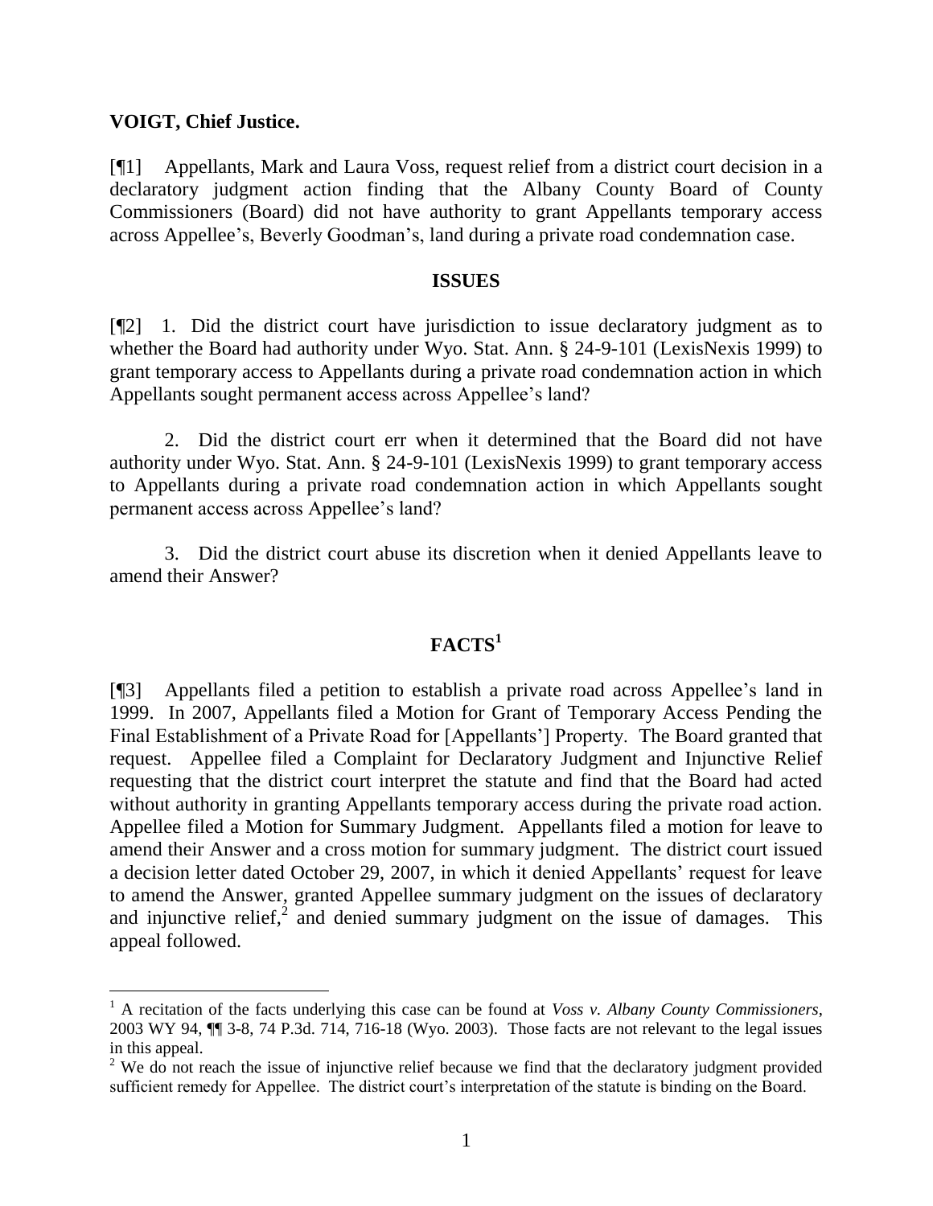**VOIGT, Chief Justice.**

[¶1] Appellants, Mark and Laura Voss, request relief from a district court decision in a declaratory judgment action finding that the Albany County Board of County Commissioners (Board) did not have authority to grant Appellants temporary access across Appellee's, Beverly Goodman's, land during a private road condemnation case.

## ISSUES

[¶2] 1. Did the district court have jurisdiction to issue declaratory judgment as to whether the Board had authority under Wyo. Stat. Ann. § 24-9-101 (LexisNexis 1999) to grant temporary access to Appellants during a private road condemnation action in which Appellants sought permanent access across Appellee's land?

2. Did the district court err when it determined that the Board did not have authority under Wyo. Stat. Ann. § 24-9-101 (LexisNexis 1999) to grant temporary access to Appellants during a private road condemnation action in which Appellants sought permanent access across Appellee's land?

3. Did the district court abuse its discretion when it denied Appellants leave to amend their Answer?

## FACTS[1]

[¶3] Appellants filed a petition to establish a private road across Appellee's land in 1999. In 2007, Appellants filed a Motion for Grant of Temporary Access Pending the Final Establishment of a Private Road for [Appellants'] Property. The Board granted that request. Appellee filed a Complaint for Declaratory Judgment and Injunctive Relief requesting that the district court interpret the statute and find that the Board had acted without authority in granting Appellants temporary access during the private road action. Appellee filed a Motion for Summary Judgment. Appellants filed a motion for leave to amend their Answer and a cross motion for summary judgment. The district court issued a decision letter dated October 29, 2007, in which it denied Appellants' request for leave to amend the Answer, granted Appellee summary judgment on the issues of declaratory and injunctive relief,[2] and denied summary judgment on the issue of damages. This appeal followed.

---

[1] A recitation of the facts underlying this case can be found at *Voss v. Albany County Commissioners*, 2003 WY 94, ¶¶ 3-8, 74 P.3d. 714, 716-18 (Wyo. 2003). Those facts are not relevant to the legal issues in this appeal.

[2] We do not reach the issue of injunctive relief because we find that the declaratory judgment provided sufficient remedy for Appellee. The district court's interpretation of the statute is binding on the Board.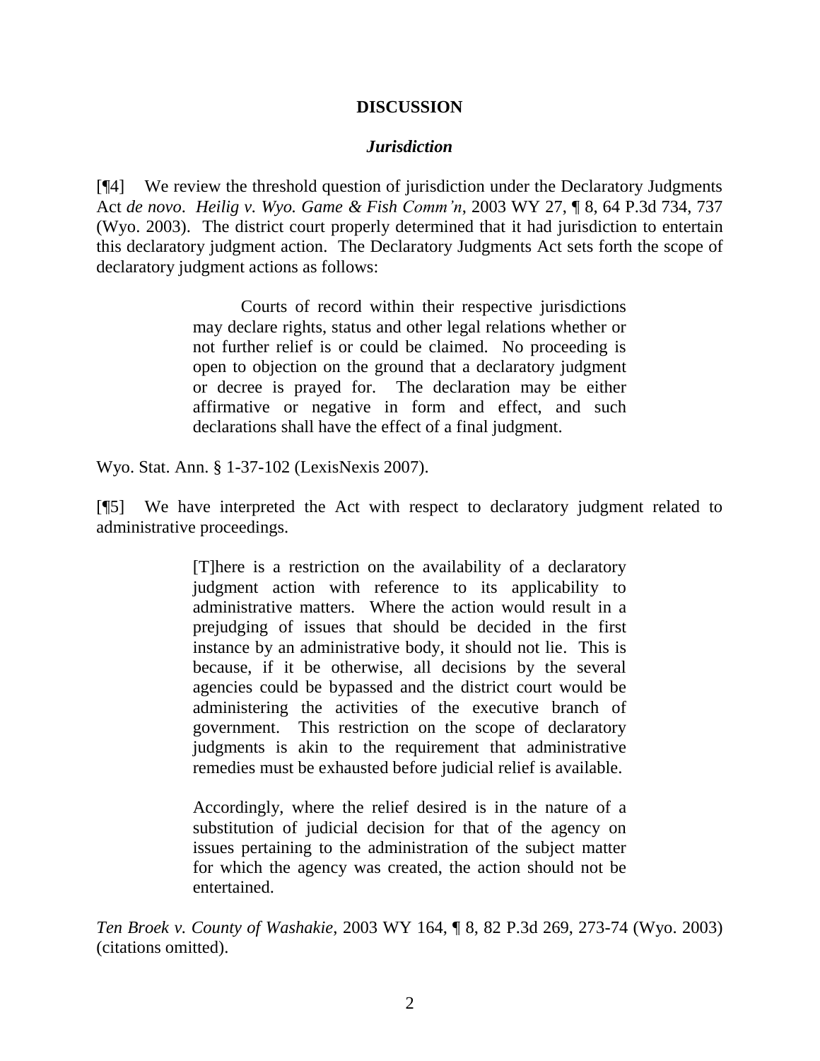## DISCUSSION

### *Jurisdiction*

[¶4] We review the threshold question of jurisdiction under the Declaratory Judgments Act *de novo*. *Heilig v. Wyo. Game & Fish Comm'n*, 2003 WY 27, ¶ 8, 64 P.3d 734, 737 (Wyo. 2003). The district court properly determined that it had jurisdiction to entertain this declaratory judgment action. The Declaratory Judgments Act sets forth the scope of declaratory judgment actions as follows:

> Courts of record within their respective jurisdictions may declare rights, status and other legal relations whether or not further relief is or could be claimed. No proceeding is open to objection on the ground that a declaratory judgment or decree is prayed for. The declaration may be either affirmative or negative in form and effect, and such declarations shall have the effect of a final judgment.

Wyo. Stat. Ann. § 1-37-102 (LexisNexis 2007).

[¶5] We have interpreted the Act with respect to declaratory judgment related to administrative proceedings.

> [T]here is a restriction on the availability of a declaratory judgment action with reference to its applicability to administrative matters. Where the action would result in a prejudging of issues that should be decided in the first instance by an administrative body, it should not lie. This is because, if it be otherwise, all decisions by the several agencies could be bypassed and the district court would be administering the activities of the executive branch of government. This restriction on the scope of declaratory judgments is akin to the requirement that administrative remedies must be exhausted before judicial relief is available.
>
> Accordingly, where the relief desired is in the nature of a substitution of judicial decision for that of the agency on issues pertaining to the administration of the subject matter for which the agency was created, the action should not be entertained.

*Ten Broek v. County of Washakie*, 2003 WY 164, ¶ 8, 82 P.3d 269, 273-74 (Wyo. 2003) (citations omitted).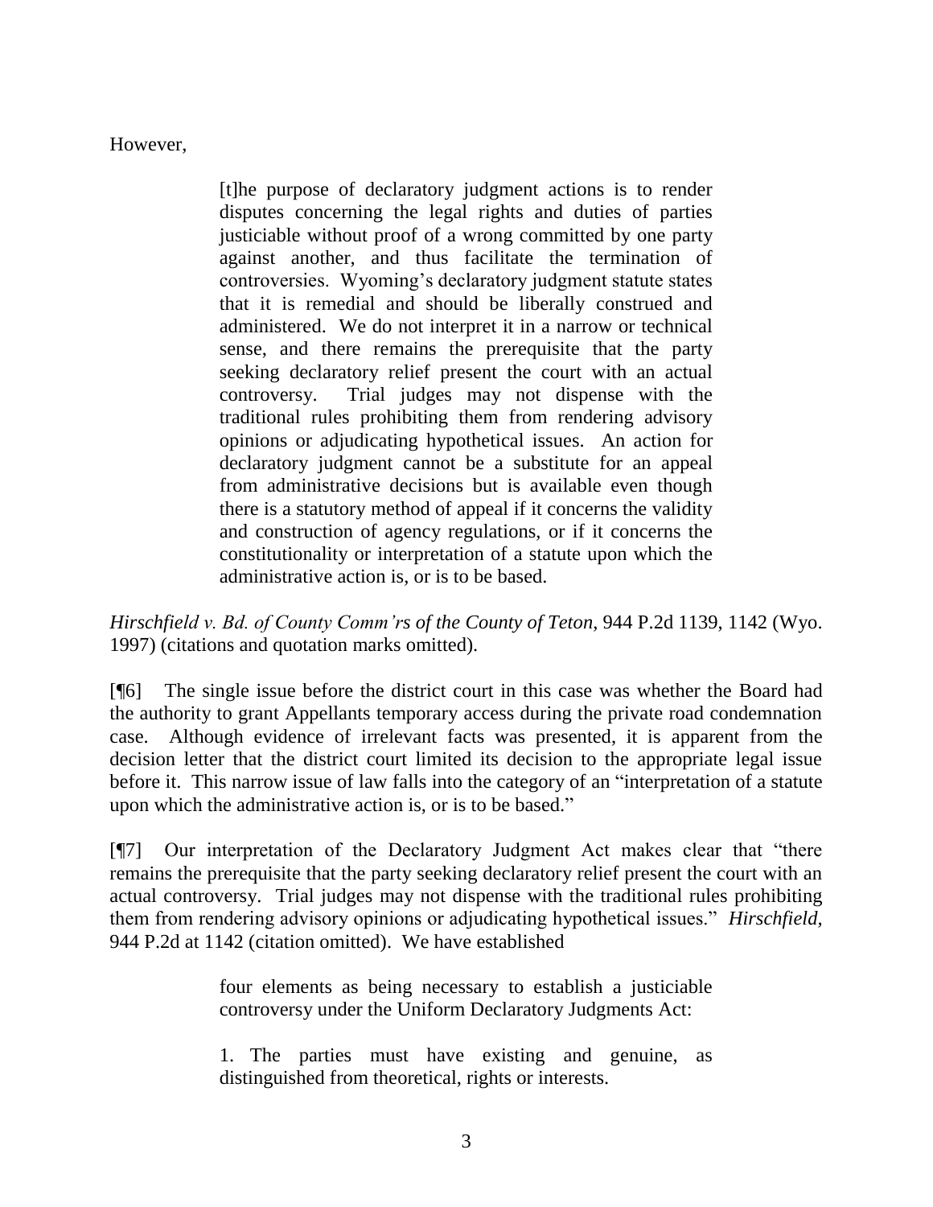However,

> [t]he purpose of declaratory judgment actions is to render disputes concerning the legal rights and duties of parties justiciable without proof of a wrong committed by one party against another, and thus facilitate the termination of controversies. Wyoming's declaratory judgment statute states that it is remedial and should be liberally construed and administered. We do not interpret it in a narrow or technical sense, and there remains the prerequisite that the party seeking declaratory relief present the court with an actual controversy. Trial judges may not dispense with the traditional rules prohibiting them from rendering advisory opinions or adjudicating hypothetical issues. An action for declaratory judgment cannot be a substitute for an appeal from administrative decisions but is available even though there is a statutory method of appeal if it concerns the validity and construction of agency regulations, or if it concerns the constitutionality or interpretation of a statute upon which the administrative action is, or is to be based.

*Hirschfield v. Bd. of County Comm'rs of the County of Teton*, 944 P.2d 1139, 1142 (Wyo. 1997) (citations and quotation marks omitted).

[¶6] The single issue before the district court in this case was whether the Board had the authority to grant Appellants temporary access during the private road condemnation case. Although evidence of irrelevant facts was presented, it is apparent from the decision letter that the district court limited its decision to the appropriate legal issue before it. This narrow issue of law falls into the category of an "interpretation of a statute upon which the administrative action is, or is to be based."

[¶7] Our interpretation of the Declaratory Judgment Act makes clear that "there remains the prerequisite that the party seeking declaratory relief present the court with an actual controversy. Trial judges may not dispense with the traditional rules prohibiting them from rendering advisory opinions or adjudicating hypothetical issues." *Hirschfield*, 944 P.2d at 1142 (citation omitted). We have established

> four elements as being necessary to establish a justiciable controversy under the Uniform Declaratory Judgments Act:
>
> 1. The parties must have existing and genuine, as distinguished from theoretical, rights or interests.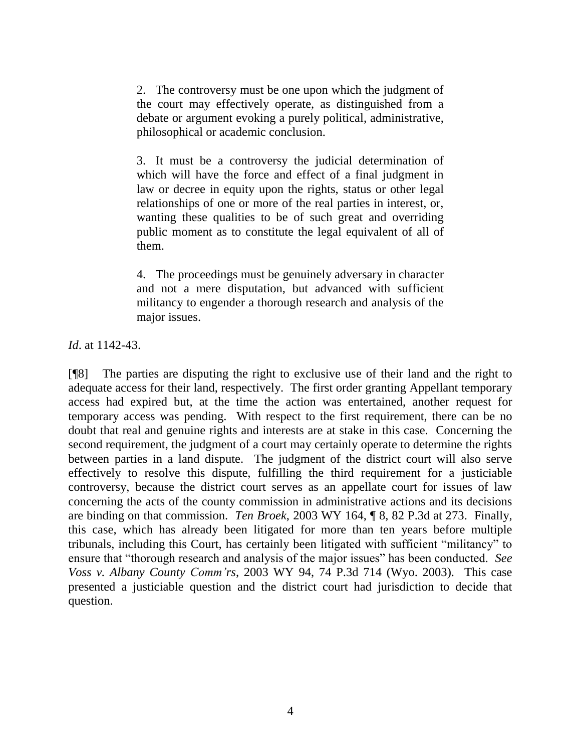> 2. The controversy must be one upon which the judgment of the court may effectively operate, as distinguished from a debate or argument evoking a purely political, administrative, philosophical or academic conclusion.
>
> 3. It must be a controversy the judicial determination of which will have the force and effect of a final judgment in law or decree in equity upon the rights, status or other legal relationships of one or more of the real parties in interest, or, wanting these qualities to be of such great and overriding public moment as to constitute the legal equivalent of all of them.
>
> 4. The proceedings must be genuinely adversary in character and not a mere disputation, but advanced with sufficient militancy to engender a thorough research and analysis of the major issues.

*Id*. at 1142-43.

[¶8] The parties are disputing the right to exclusive use of their land and the right to adequate access for their land, respectively. The first order granting Appellant temporary access had expired but, at the time the action was entertained, another request for temporary access was pending. With respect to the first requirement, there can be no doubt that real and genuine rights and interests are at stake in this case. Concerning the second requirement, the judgment of a court may certainly operate to determine the rights between parties in a land dispute. The judgment of the district court will also serve effectively to resolve this dispute, fulfilling the third requirement for a justiciable controversy, because the district court serves as an appellate court for issues of law concerning the acts of the county commission in administrative actions and its decisions are binding on that commission. *Ten Broek*, 2003 WY 164, ¶ 8, 82 P.3d at 273. Finally, this case, which has already been litigated for more than ten years before multiple tribunals, including this Court, has certainly been litigated with sufficient "militancy" to ensure that "thorough research and analysis of the major issues" has been conducted. *See Voss v. Albany County Comm'rs*, 2003 WY 94, 74 P.3d 714 (Wyo. 2003). This case presented a justiciable question and the district court had jurisdiction to decide that question.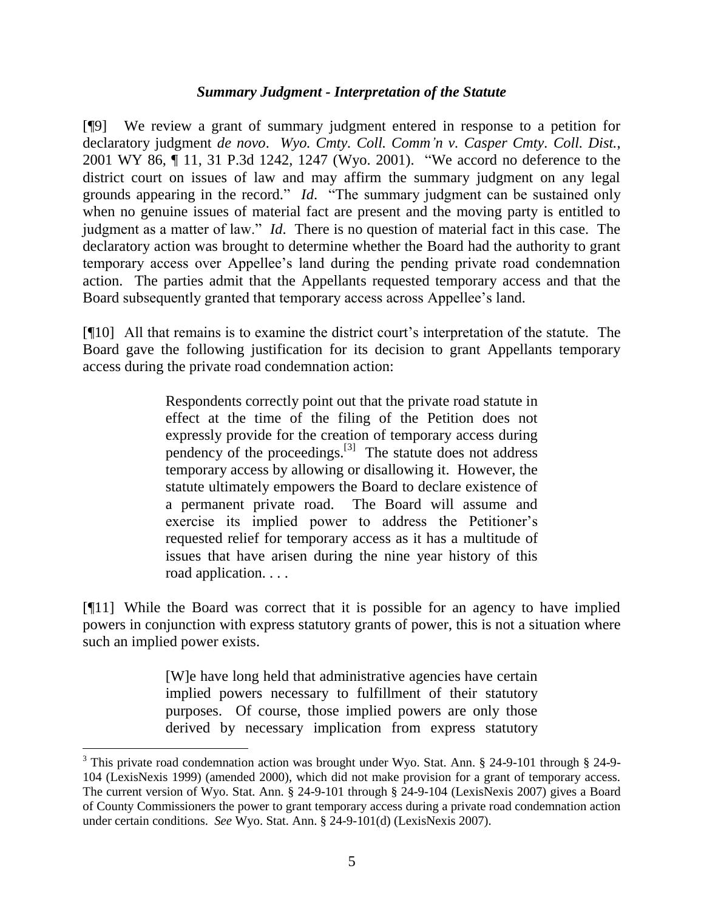### *Summary Judgment - Interpretation of the Statute*

[¶9] We review a grant of summary judgment entered in response to a petition for declaratory judgment *de novo*. *Wyo. Cmty. Coll. Comm'n v. Casper Cmty. Coll. Dist.*, 2001 WY 86, ¶ 11, 31 P.3d 1242, 1247 (Wyo. 2001). "We accord no deference to the district court on issues of law and may affirm the summary judgment on any legal grounds appearing in the record." *Id*. "The summary judgment can be sustained only when no genuine issues of material fact are present and the moving party is entitled to judgment as a matter of law." *Id*. There is no question of material fact in this case. The declaratory action was brought to determine whether the Board had the authority to grant temporary access over Appellee's land during the pending private road condemnation action. The parties admit that the Appellants requested temporary access and that the Board subsequently granted that temporary access across Appellee's land.

[¶10] All that remains is to examine the district court's interpretation of the statute. The Board gave the following justification for its decision to grant Appellants temporary access during the private road condemnation action:

> Respondents correctly point out that the private road statute in effect at the time of the filing of the Petition does not expressly provide for the creation of temporary access during pendency of the proceedings.[3] The statute does not address temporary access by allowing or disallowing it. However, the statute ultimately empowers the Board to declare existence of a permanent private road. The Board will assume and exercise its implied power to address the Petitioner's requested relief for temporary access as it has a multitude of issues that have arisen during the nine year history of this road application. . . .

[¶11] While the Board was correct that it is possible for an agency to have implied powers in conjunction with express statutory grants of power, this is not a situation where such an implied power exists.

> [W]e have long held that administrative agencies have certain implied powers necessary to fulfillment of their statutory purposes. Of course, those implied powers are only those derived by necessary implication from express statutory

---

[3] This private road condemnation action was brought under Wyo. Stat. Ann. § 24-9-101 through § 24-9-104 (LexisNexis 1999) (amended 2000), which did not make provision for a grant of temporary access. The current version of Wyo. Stat. Ann. § 24-9-101 through § 24-9-104 (LexisNexis 2007) gives a Board of County Commissioners the power to grant temporary access during a private road condemnation action under certain conditions. *See* Wyo. Stat. Ann. § 24-9-101(d) (LexisNexis 2007).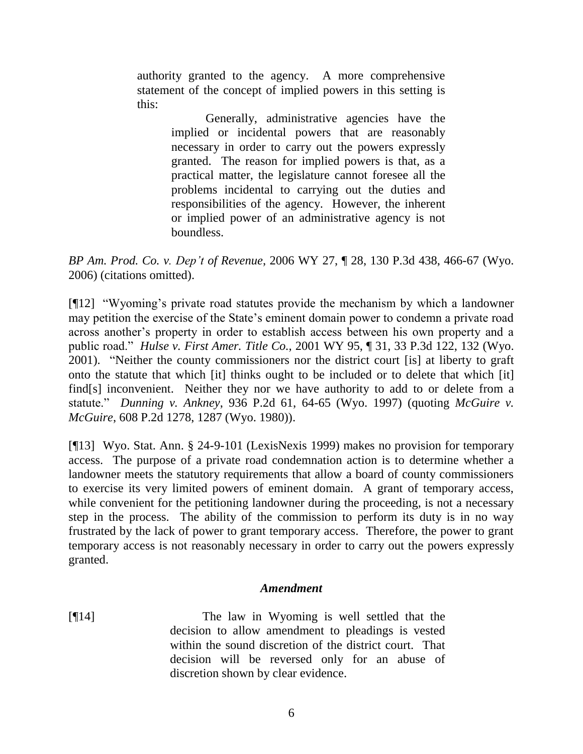> authority granted to the agency. A more comprehensive statement of the concept of implied powers in this setting is this:
>
> > Generally, administrative agencies have the implied or incidental powers that are reasonably necessary in order to carry out the powers expressly granted. The reason for implied powers is that, as a practical matter, the legislature cannot foresee all the problems incidental to carrying out the duties and responsibilities of the agency. However, the inherent or implied power of an administrative agency is not boundless.

*BP Am. Prod. Co. v. Dep't of Revenue*, 2006 WY 27, ¶ 28, 130 P.3d 438, 466-67 (Wyo. 2006) (citations omitted).

[¶12] "Wyoming's private road statutes provide the mechanism by which a landowner may petition the exercise of the State's eminent domain power to condemn a private road across another's property in order to establish access between his own property and a public road." *Hulse v. First Amer. Title Co.*, 2001 WY 95, ¶ 31, 33 P.3d 122, 132 (Wyo. 2001). "Neither the county commissioners nor the district court [is] at liberty to graft onto the statute that which [it] thinks ought to be included or to delete that which [it] find[s] inconvenient. Neither they nor we have authority to add to or delete from a statute." *Dunning v. Ankney*, 936 P.2d 61, 64-65 (Wyo. 1997) (quoting *McGuire v. McGuire*, 608 P.2d 1278, 1287 (Wyo. 1980)).

[¶13] Wyo. Stat. Ann. § 24-9-101 (LexisNexis 1999) makes no provision for temporary access. The purpose of a private road condemnation action is to determine whether a landowner meets the statutory requirements that allow a board of county commissioners to exercise its very limited powers of eminent domain. A grant of temporary access, while convenient for the petitioning landowner during the proceeding, is not a necessary step in the process. The ability of the commission to perform its duty is in no way frustrated by the lack of power to grant temporary access. Therefore, the power to grant temporary access is not reasonably necessary in order to carry out the powers expressly granted.

### *Amendment*

[¶14]

> The law in Wyoming is well settled that the decision to allow amendment to pleadings is vested within the sound discretion of the district court. That decision will be reversed only for an abuse of discretion shown by clear evidence.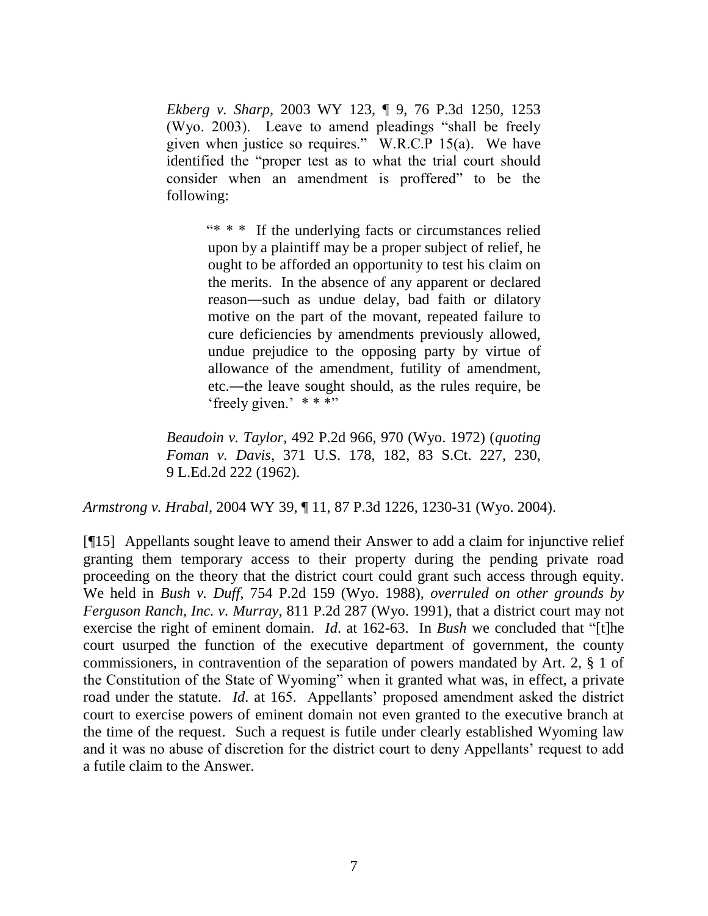> *Ekberg v. Sharp*, 2003 WY 123, ¶ 9, 76 P.3d 1250, 1253 (Wyo. 2003). Leave to amend pleadings "shall be freely given when justice so requires." W.R.C.P 15(a). We have identified the "proper test as to what the trial court should consider when an amendment is proffered" to be the following:
>
> > "* * * If the underlying facts or circumstances relied upon by a plaintiff may be a proper subject of relief, he ought to be afforded an opportunity to test his claim on the merits. In the absence of any apparent or declared reason―such as undue delay, bad faith or dilatory motive on the part of the movant, repeated failure to cure deficiencies by amendments previously allowed, undue prejudice to the opposing party by virtue of allowance of the amendment, futility of amendment, etc.―the leave sought should, as the rules require, be 'freely given.' * * *"
>
> *Beaudoin v. Taylor*, 492 P.2d 966, 970 (Wyo. 1972) (*quoting Foman v. Davis*, 371 U.S. 178, 182, 83 S.Ct. 227, 230, 9 L.Ed.2d 222 (1962).

*Armstrong v. Hrabal*, 2004 WY 39, ¶ 11, 87 P.3d 1226, 1230-31 (Wyo. 2004).

[¶15] Appellants sought leave to amend their Answer to add a claim for injunctive relief granting them temporary access to their property during the pending private road proceeding on the theory that the district court could grant such access through equity. We held in *Bush v. Duff*, 754 P.2d 159 (Wyo. 1988), *overruled on other grounds by Ferguson Ranch, Inc. v. Murray*, 811 P.2d 287 (Wyo. 1991), that a district court may not exercise the right of eminent domain. *Id*. at 162-63. In *Bush* we concluded that "[t]he court usurped the function of the executive department of government, the county commissioners, in contravention of the separation of powers mandated by Art. 2, § 1 of the Constitution of the State of Wyoming" when it granted what was, in effect, a private road under the statute. *Id*. at 165. Appellants' proposed amendment asked the district court to exercise powers of eminent domain not even granted to the executive branch at the time of the request. Such a request is futile under clearly established Wyoming law and it was no abuse of discretion for the district court to deny Appellants' request to add a futile claim to the Answer.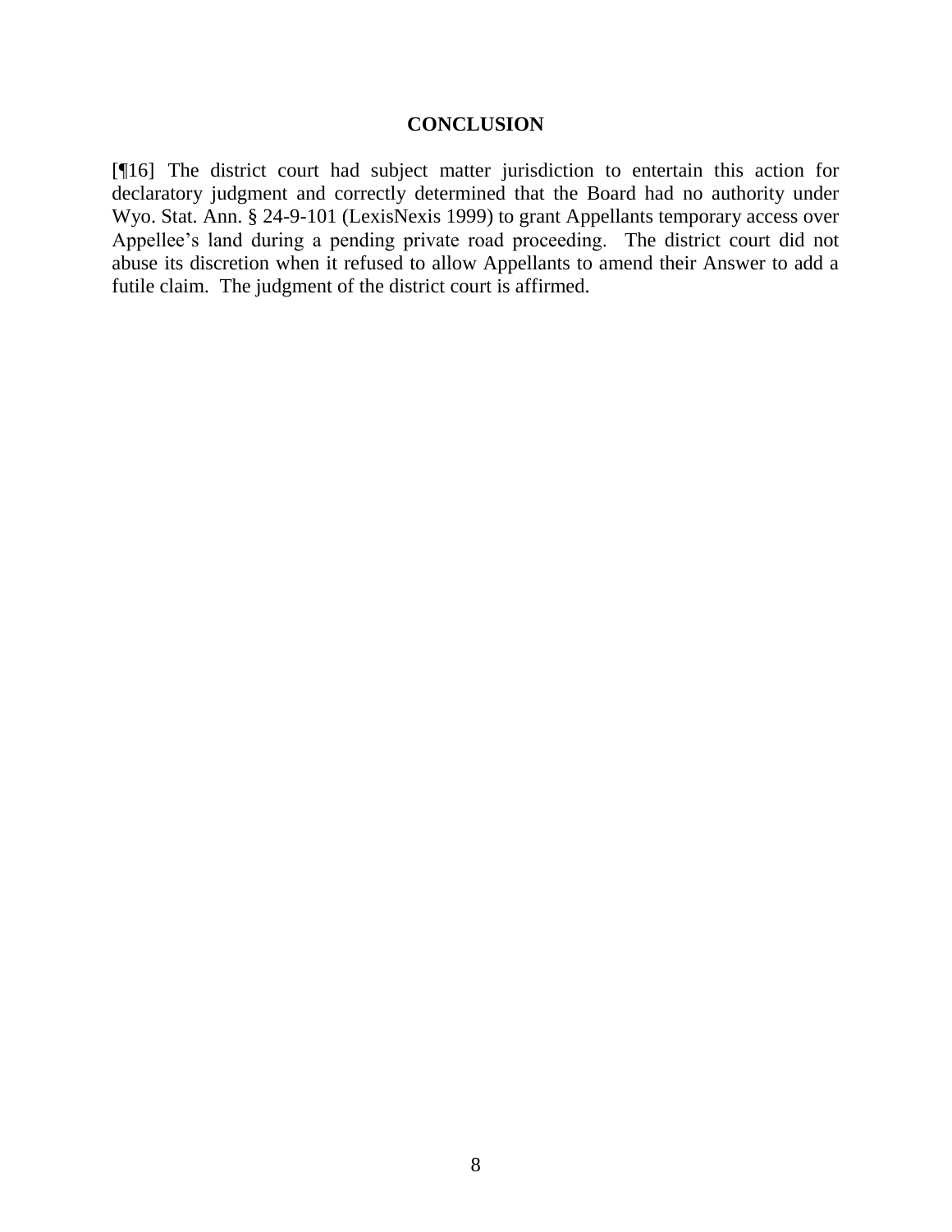## CONCLUSION

[¶16] The district court had subject matter jurisdiction to entertain this action for declaratory judgment and correctly determined that the Board had no authority under Wyo. Stat. Ann. § 24-9-101 (LexisNexis 1999) to grant Appellants temporary access over Appellee's land during a pending private road proceeding. The district court did not abuse its discretion when it refused to allow Appellants to amend their Answer to add a futile claim. The judgment of the district court is affirmed.